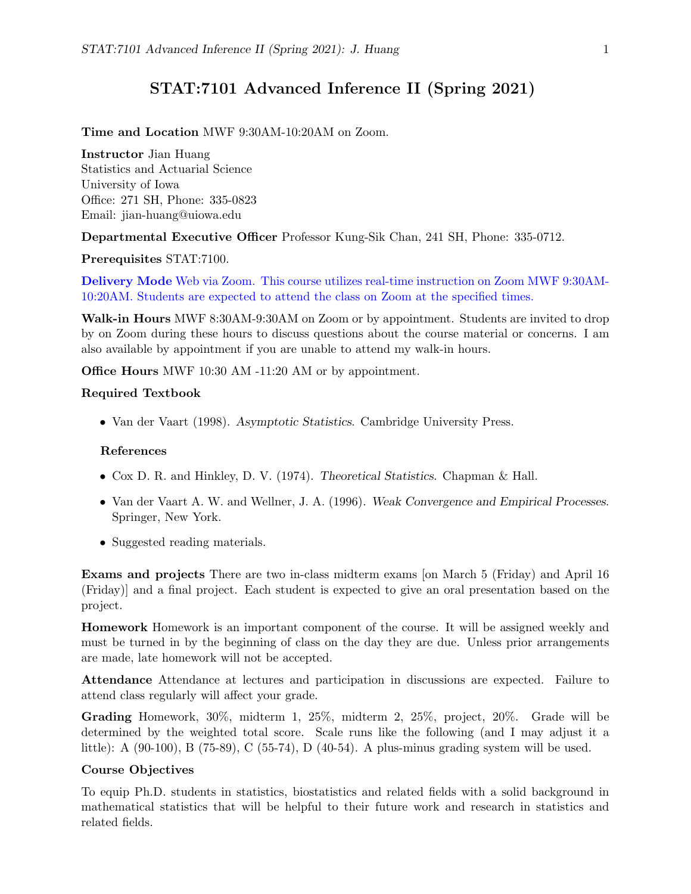# STAT:7101 Advanced Inference II (Spring 2021)

**Time and Location** MWF 9:30AM-10:20AM on Zoom.

**Instructor** Jian Huang
Statistics and Actuarial Science
University of Iowa
Office: 271 SH, Phone: 335-0823
Email: jian-huang@uiowa.edu

**Departmental Executive Officer** Professor Kung-Sik Chan, 241 SH, Phone: 335-0712.

**Prerequisites** STAT:7100.

**Delivery Mode** Web via Zoom. This course utilizes real-time instruction on Zoom MWF 9:30AM-10:20AM. Students are expected to attend the class on Zoom at the specified times.

**Walk-in Hours** MWF 8:30AM-9:30AM on Zoom or by appointment. Students are invited to drop by on Zoom during these hours to discuss questions about the course material or concerns. I am also available by appointment if you are unable to attend my walk-in hours.

**Office Hours** MWF 10:30 AM -11:20 AM or by appointment.

**Required Textbook**

- Van der Vaart (1998). *Asymptotic Statistics*. Cambridge University Press.

**References**

- Cox D. R. and Hinkley, D. V. (1974). *Theoretical Statistics*. Chapman & Hall.
- Van der Vaart A. W. and Wellner, J. A. (1996). *Weak Convergence and Empirical Processes*. Springer, New York.
- Suggested reading materials.

**Exams and projects** There are two in-class midterm exams [on March 5 (Friday) and April 16 (Friday)] and a final project. Each student is expected to give an oral presentation based on the project.

**Homework** Homework is an important component of the course. It will be assigned weekly and must be turned in by the beginning of class on the day they are due. Unless prior arrangements are made, late homework will not be accepted.

**Attendance** Attendance at lectures and participation in discussions are expected. Failure to attend class regularly will affect your grade.

**Grading** Homework, 30%, midterm 1, 25%, midterm 2, 25%, project, 20%. Grade will be determined by the weighted total score. Scale runs like the following (and I may adjust it a little): A (90-100), B (75-89), C (55-74), D (40-54). A plus-minus grading system will be used.

**Course Objectives**

To equip Ph.D. students in statistics, biostatistics and related fields with a solid background in mathematical statistics that will be helpful to their future work and research in statistics and related fields.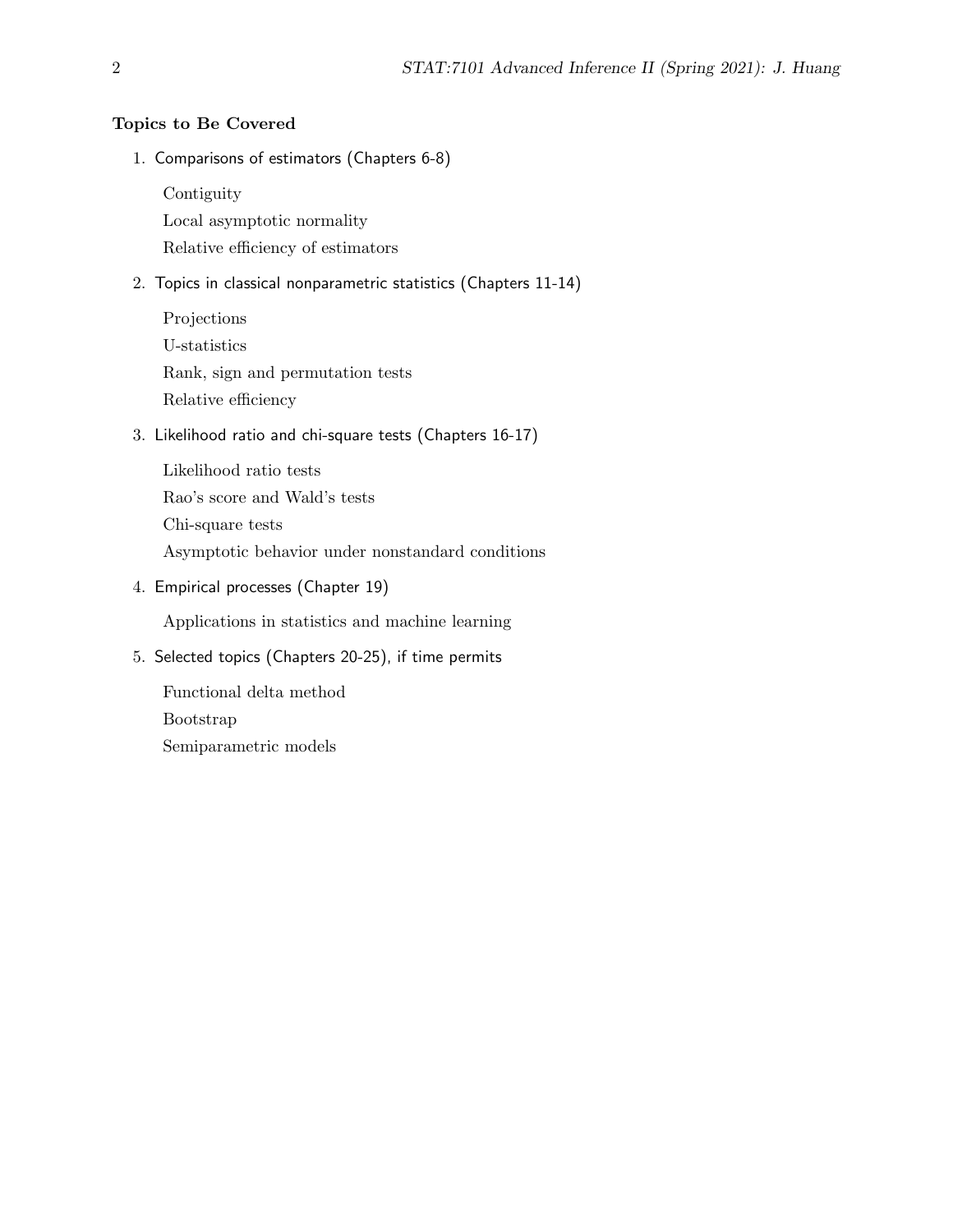**Topics to Be Covered**

1. Comparisons of estimators (Chapters 6-8)

   Contiguity
   
   Local asymptotic normality
   
   Relative efficiency of estimators

2. Topics in classical nonparametric statistics (Chapters 11-14)

   Projections
   
   U-statistics
   
   Rank, sign and permutation tests
   
   Relative efficiency

3. Likelihood ratio and chi-square tests (Chapters 16-17)

   Likelihood ratio tests
   
   Rao's score and Wald's tests
   
   Chi-square tests
   
   Asymptotic behavior under nonstandard conditions

4. Empirical processes (Chapter 19)

   Applications in statistics and machine learning

5. Selected topics (Chapters 20-25), if time permits

   Functional delta method
   
   Bootstrap
   
   Semiparametric models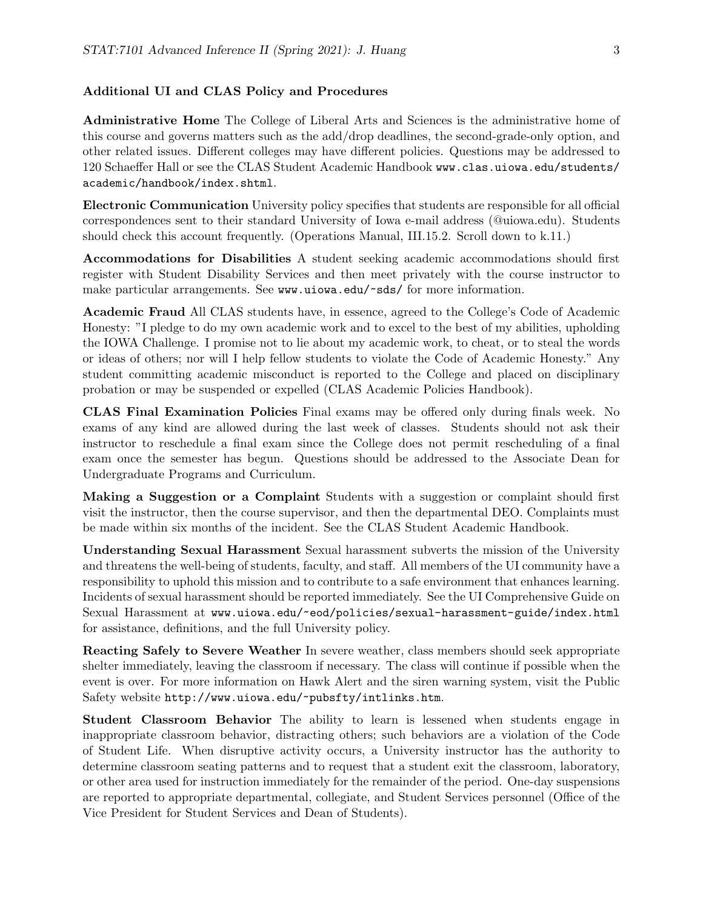### Additional UI and CLAS Policy and Procedures

**Administrative Home** The College of Liberal Arts and Sciences is the administrative home of this course and governs matters such as the add/drop deadlines, the second-grade-only option, and other related issues. Different colleges may have different policies. Questions may be addressed to 120 Schaeffer Hall or see the CLAS Student Academic Handbook `www.clas.uiowa.edu/students/academic/handbook/index.shtml`.

**Electronic Communication** University policy specifies that students are responsible for all official correspondences sent to their standard University of Iowa e-mail address (@uiowa.edu). Students should check this account frequently. (Operations Manual, III.15.2. Scroll down to k.11.)

**Accommodations for Disabilities** A student seeking academic accommodations should first register with Student Disability Services and then meet privately with the course instructor to make particular arrangements. See `www.uiowa.edu/~sds/` for more information.

**Academic Fraud** All CLAS students have, in essence, agreed to the College's Code of Academic Honesty: "I pledge to do my own academic work and to excel to the best of my abilities, upholding the IOWA Challenge. I promise not to lie about my academic work, to cheat, or to steal the words or ideas of others; nor will I help fellow students to violate the Code of Academic Honesty." Any student committing academic misconduct is reported to the College and placed on disciplinary probation or may be suspended or expelled (CLAS Academic Policies Handbook).

**CLAS Final Examination Policies** Final exams may be offered only during finals week. No exams of any kind are allowed during the last week of classes. Students should not ask their instructor to reschedule a final exam since the College does not permit rescheduling of a final exam once the semester has begun. Questions should be addressed to the Associate Dean for Undergraduate Programs and Curriculum.

**Making a Suggestion or a Complaint** Students with a suggestion or complaint should first visit the instructor, then the course supervisor, and then the departmental DEO. Complaints must be made within six months of the incident. See the CLAS Student Academic Handbook.

**Understanding Sexual Harassment** Sexual harassment subverts the mission of the University and threatens the well-being of students, faculty, and staff. All members of the UI community have a responsibility to uphold this mission and to contribute to a safe environment that enhances learning. Incidents of sexual harassment should be reported immediately. See the UI Comprehensive Guide on Sexual Harassment at `www.uiowa.edu/~eod/policies/sexual-harassment-guide/index.html` for assistance, definitions, and the full University policy.

**Reacting Safely to Severe Weather** In severe weather, class members should seek appropriate shelter immediately, leaving the classroom if necessary. The class will continue if possible when the event is over. For more information on Hawk Alert and the siren warning system, visit the Public Safety website `http://www.uiowa.edu/~pubsfty/intlinks.htm`.

**Student Classroom Behavior** The ability to learn is lessened when students engage in inappropriate classroom behavior, distracting others; such behaviors are a violation of the Code of Student Life. When disruptive activity occurs, a University instructor has the authority to determine classroom seating patterns and to request that a student exit the classroom, laboratory, or other area used for instruction immediately for the remainder of the period. One-day suspensions are reported to appropriate departmental, collegiate, and Student Services personnel (Office of the Vice President for Student Services and Dean of Students).